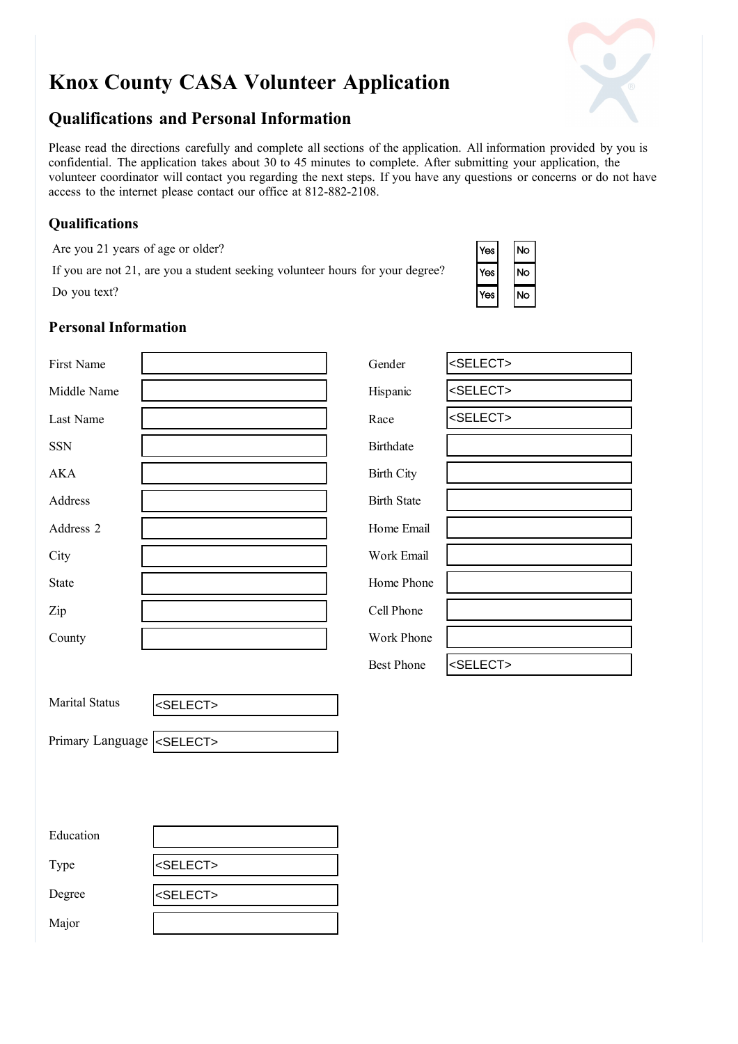# Knox County CASA Volunteer Application

## Qualifications and Personal Information

Please read the directions carefully and complete all sections of the application. All information provided by you is confidential. The application takes about 30 to 45 minutes to complete. After submitting your application, the volunteer coordinator will contact you regarding the next steps. If you have any questions or concerns or do not have access to the internet please contact our office at 812-882-2108.

### Qualifications

| | | |
|---|---|---|
| Are you 21 years of age or older? | Yes | No |
| If you are not 21, are you a student seeking volunteer hours for your degree? | Yes | No |
| Do you text? | Yes | No |

### Personal Information

| | | | |
|---|---|---|---|
| First Name | | Gender | <SELECT> |
| Middle Name | | Hispanic | <SELECT> |
| Last Name | | Race | <SELECT> |
| SSN | | Birthdate | |
| AKA | | Birth City | |
| Address | | Birth State | |
| Address 2 | | Home Email | |
| City | | Work Email | |
| State | | Home Phone | |
| Zip | | Cell Phone | |
| County | | Work Phone | |
| | | Best Phone | <SELECT> |

| | |
|---|---|
| Marital Status | <SELECT> |
| Primary Language | <SELECT> |

| | |
|---|---|
| Education | |
| Type | <SELECT> |
| Degree | <SELECT> |
| Major | |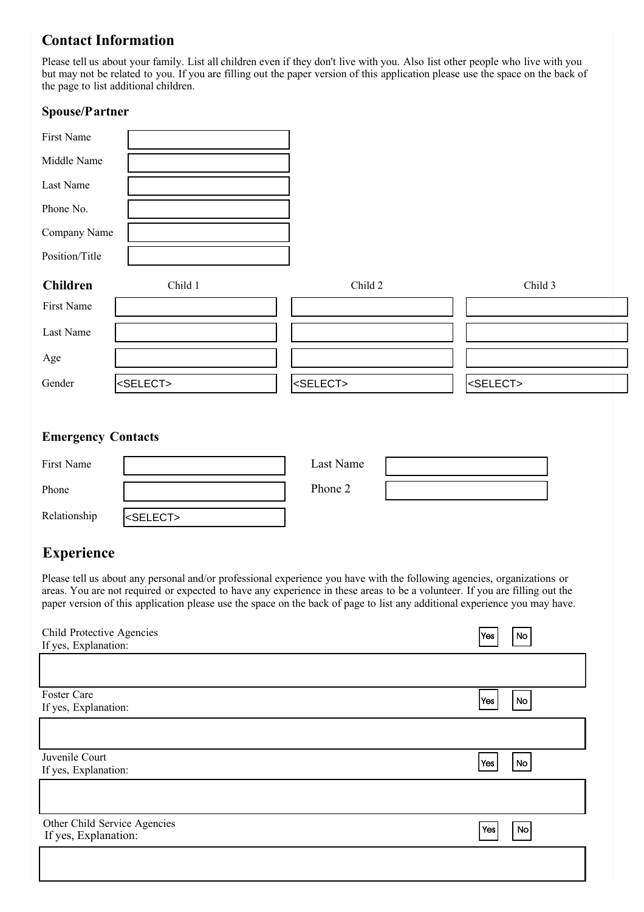## Contact Information

Please tell us about your family. List all children even if they don't live with you. Also list other people who live with you but may not be related to you. If you are filling out the paper version of this application please use the space on the back of the page to list additional children.

### Spouse/Partner

| | |
|---|---|
| First Name | |
| Middle Name | |
| Last Name | |
| Phone No. | |
| Company Name | |
| Position/Title | |

### Children

| | Child 1 | Child 2 | Child 3 |
|---|---|---|---|
| First Name | | | |
| Last Name | | | |
| Age | | | |
| Gender | <SELECT> | <SELECT> | <SELECT> |

### Emergency Contacts

| | | | |
|---|---|---|---|
| First Name | | Last Name | |
| Phone | | Phone 2 | |
| Relationship | <SELECT> | | |

## Experience

Please tell us about any personal and/or professional experience you have with the following agencies, organizations or areas. You are not required or expected to have any experience in these areas to be a volunteer. If you are filling out the paper version of this application please use the space on the back of page to list any additional experience you may have.

Child Protective Agencies
If yes, Explanation: Yes No

Foster Care
If yes, Explanation: Yes No

Juvenile Court
If yes, Explanation: Yes No

Other Child Service Agencies
If yes, Explanation: Yes No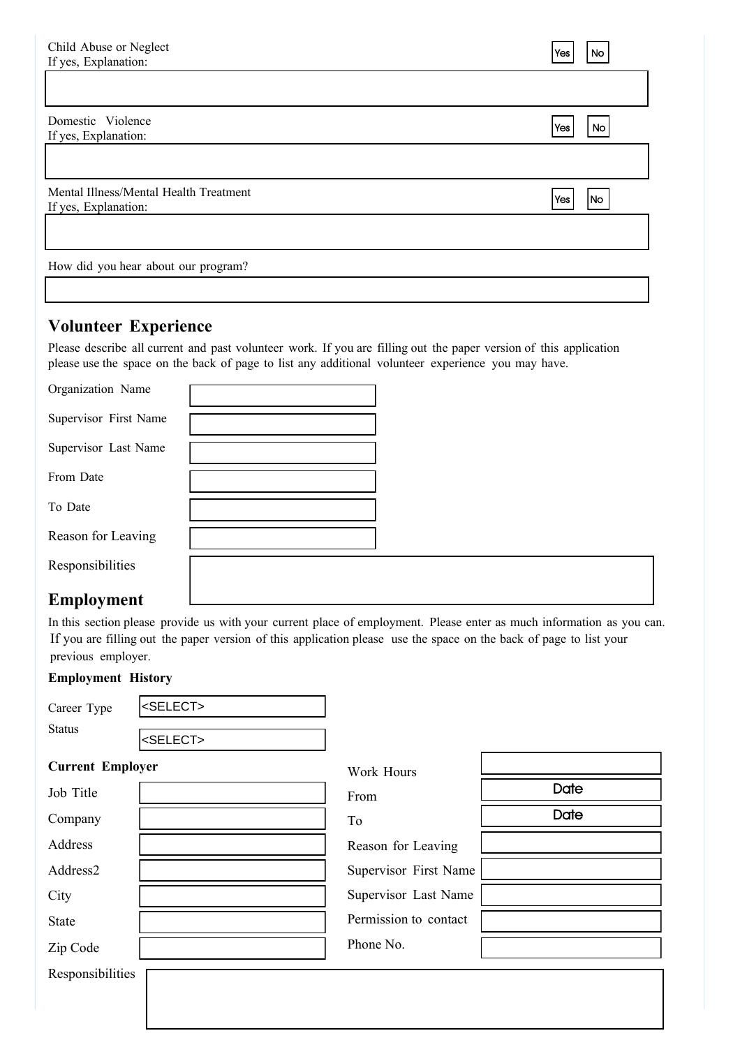Child Abuse or Neglect
If yes, Explanation:

Yes No

Domestic Violence
If yes, Explanation:

Yes No

Mental Illness/Mental Health Treatment
If yes, Explanation:

Yes No

How did you hear about our program?

## Volunteer Experience

Please describe all current and past volunteer work. If you are filling out the paper version of this application please use the space on the back of page to list any additional volunteer experience you may have.

Organization Name

Supervisor First Name

Supervisor Last Name

From Date

To Date

Reason for Leaving

Responsibilities

## Employment

In this section please provide us with your current place of employment. Please enter as much information as you can. If you are filling out the paper version of this application please use the space on the back of page to list your previous employer.

**Employment History**

Career Type <SELECT>

Status <SELECT>

**Current Employer**

Job Title

Company

Address

Address2

City

State

Zip Code

Work Hours

From Date

To Date

Reason for Leaving

Supervisor First Name

Supervisor Last Name

Permission to contact

Phone No.

Responsibilities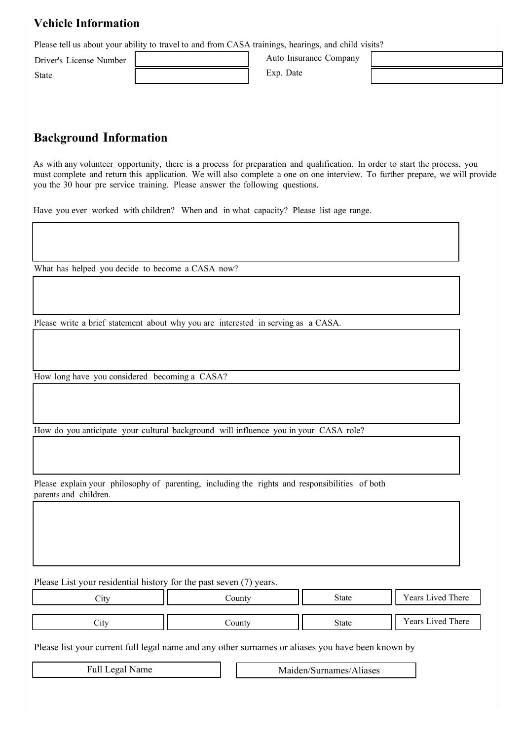## Vehicle Information

Please tell us about your ability to travel to and from CASA trainings, hearings, and child visits?

| Driver's License Number | | Auto Insurance Company | |
|---|---|---|---|
| State | | Exp. Date | |

## Background Information

As with any volunteer opportunity, there is a process for preparation and qualification. In order to start the process, you must complete and return this application. We will also complete a one on one interview. To further prepare, we will provide you the 30 hour pre service training. Please answer the following questions.

Have you ever worked with children? When and in what capacity? Please list age range.

What has helped you decide to become a CASA now?

Please write a brief statement about why you are interested in serving as a CASA.

How long have you considered becoming a CASA?

How do you anticipate your cultural background will influence you in your CASA role?

Please explain your philosophy of parenting, including the rights and responsibilities of both parents and children.

Please List your residential history for the past seven (7) years.

| City | County | State | Years Lived There |
|---|---|---|---|
| City | County | State | Years Lived There |

Please list your current full legal name and any other surnames or aliases you have been known by

| Full Legal Name | Maiden/Surnames/Aliases |
|---|---|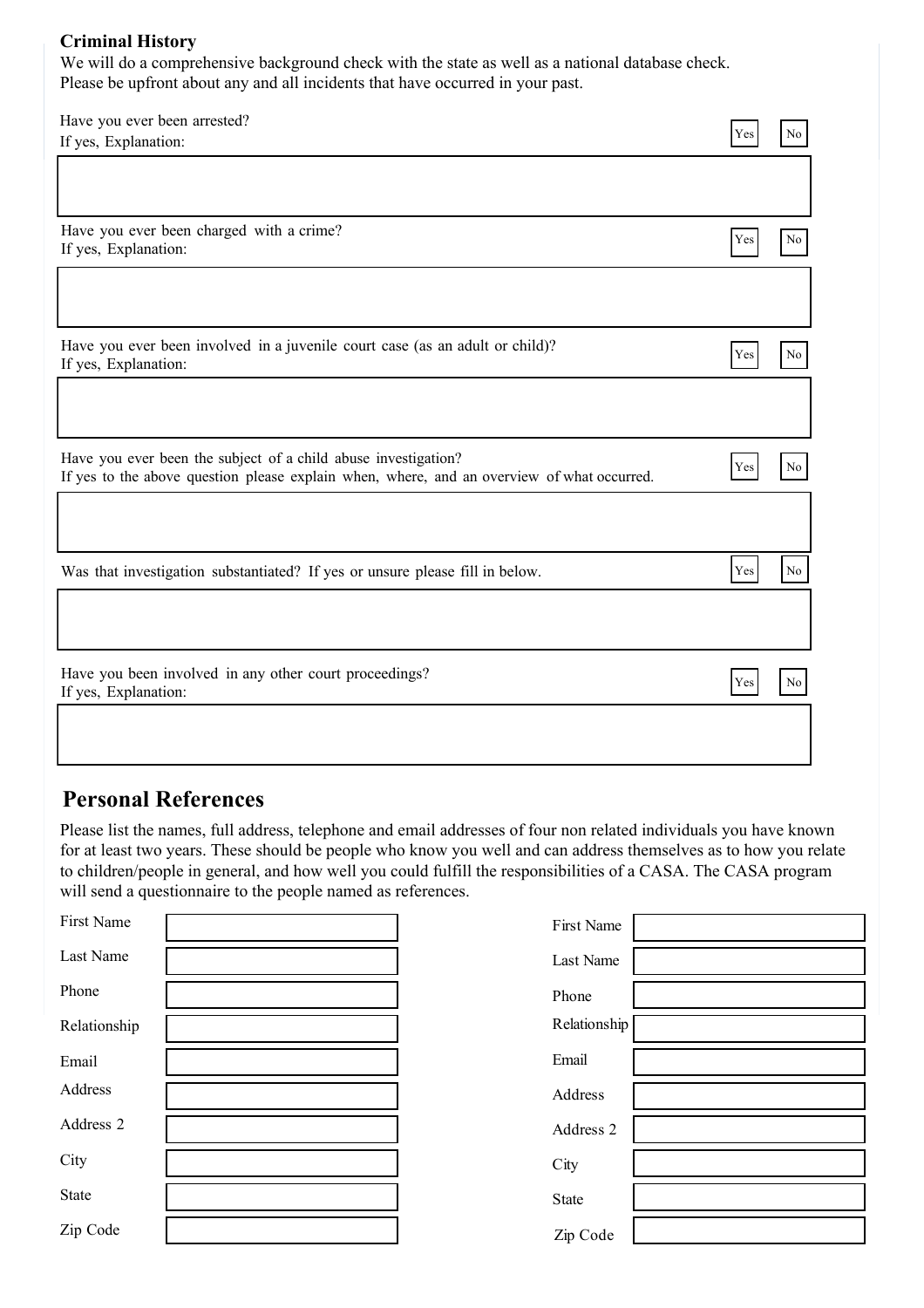### Criminal History

We will do a comprehensive background check with the state as well as a national database check.
Please be upfront about any and all incidents that have occurred in your past.

Have you ever been arrested? Yes No
If yes, Explanation:

Have you ever been charged with a crime? Yes No
If yes, Explanation:

Have you ever been involved in a juvenile court case (as an adult or child)? Yes No
If yes, Explanation:

Have you ever been the subject of a child abuse investigation? Yes No
If yes to the above question please explain when, where, and an overview of what occurred.

Was that investigation substantiated? If yes or unsure please fill in below. Yes No

Have you been involved in any other court proceedings? Yes No
If yes, Explanation:

## Personal References

Please list the names, full address, telephone and email addresses of four non related individuals you have known for at least two years. These should be people who know you well and can address themselves as to how you relate to children/people in general, and how well you could fulfill the responsibilities of a CASA. The CASA program will send a questionnaire to the people named as references.

First Name
Last Name
Phone
Relationship
Email
Address
Address 2
City
State
Zip Code

First Name
Last Name
Phone
Relationship
Email
Address
Address 2
City
State
Zip Code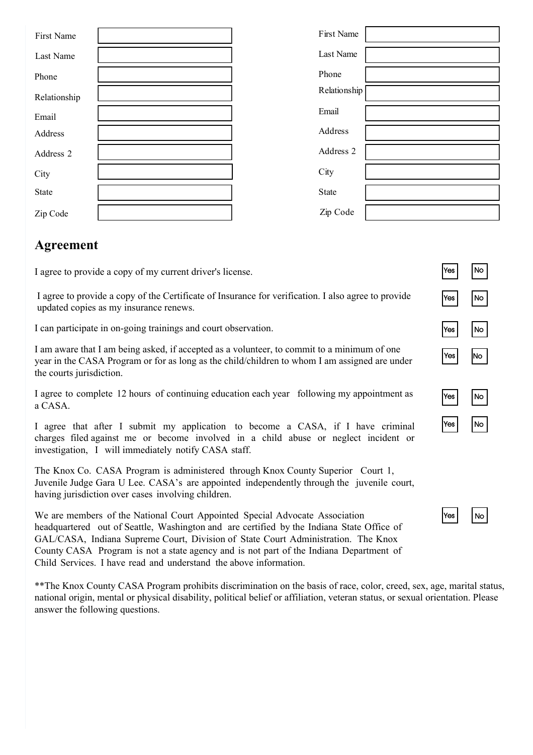| First Name | |
|---|---|
| Last Name | |
| Phone | |
| Relationship | |
| Email | |
| Address | |
| Address 2 | |
| City | |
| State | |
| Zip Code | |

| First Name | |
|---|---|
| Last Name | |
| Phone | |
| Relationship | |
| Email | |
| Address | |
| Address 2 | |
| City | |
| State | |
| Zip Code | |

## Agreement

I agree to provide a copy of my current driver's license. Yes No

I agree to provide a copy of the Certificate of Insurance for verification. I also agree to provide updated copies as my insurance renews. Yes No

I can participate in on-going trainings and court observation. Yes No

I am aware that I am being asked, if accepted as a volunteer, to commit to a minimum of one year in the CASA Program or for as long as the child/children to whom I am assigned are under the courts jurisdiction. Yes No

I agree to complete 12 hours of continuing education each year following my appointment as a CASA. Yes No

I agree that after I submit my application to become a CASA, if I have criminal charges filed against me or become involved in a child abuse or neglect incident or investigation, I will immediately notify CASA staff. Yes No

The Knox Co. CASA Program is administered through Knox County Superior Court 1, Juvenile Judge Gara U Lee. CASA's are appointed independently through the juvenile court, having jurisdiction over cases involving children.

We are members of the National Court Appointed Special Advocate Association headquartered out of Seattle, Washington and are certified by the Indiana State Office of GAL/CASA, Indiana Supreme Court, Division of State Court Administration. The Knox County CASA Program is not a state agency and is not part of the Indiana Department of Child Services. I have read and understand the above information. Yes No

**The Knox County CASA Program prohibits discrimination on the basis of race, color, creed, sex, age, marital status, national origin, mental or physical disability, political belief or affiliation, veteran status, or sexual orientation. Please answer the following questions.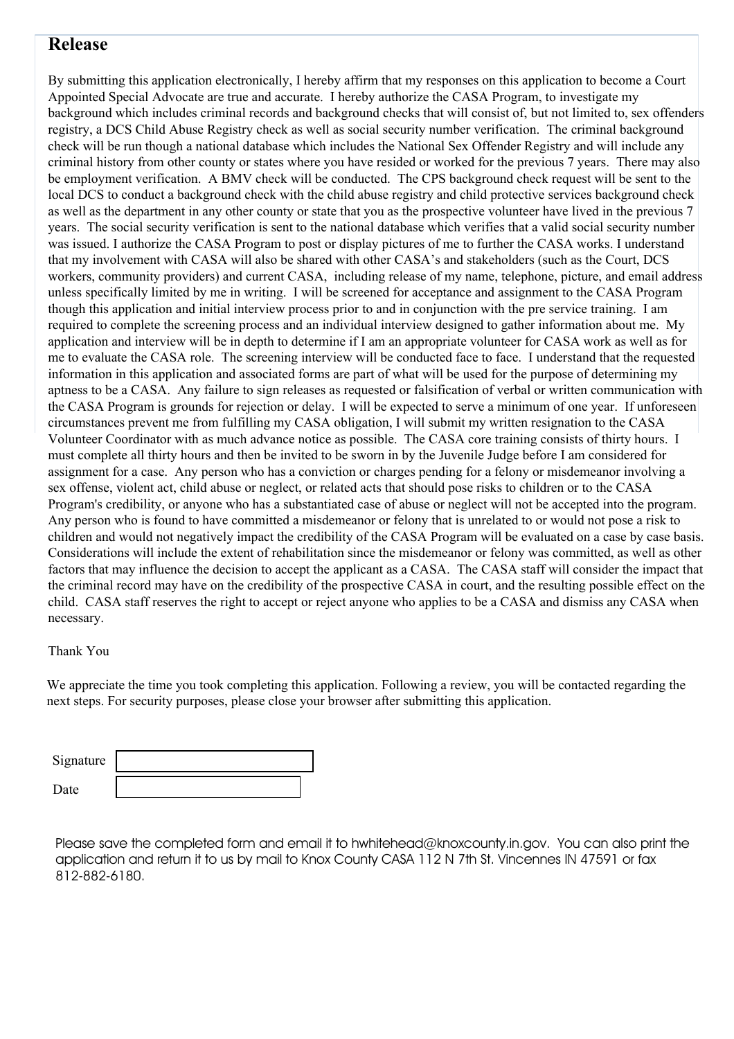## Release

By submitting this application electronically, I hereby affirm that my responses on this application to become a Court Appointed Special Advocate are true and accurate. I hereby authorize the CASA Program, to investigate my background which includes criminal records and background checks that will consist of, but not limited to, sex offenders registry, a DCS Child Abuse Registry check as well as social security number verification. The criminal background check will be run though a national database which includes the National Sex Offender Registry and will include any criminal history from other county or states where you have resided or worked for the previous 7 years. There may also be employment verification. A BMV check will be conducted. The CPS background check request will be sent to the local DCS to conduct a background check with the child abuse registry and child protective services background check as well as the department in any other county or state that you as the prospective volunteer have lived in the previous 7 years. The social security verification is sent to the national database which verifies that a valid social security number was issued. I authorize the CASA Program to post or display pictures of me to further the CASA works. I understand that my involvement with CASA will also be shared with other CASA's and stakeholders (such as the Court, DCS workers, community providers) and current CASA, including release of my name, telephone, picture, and email address unless specifically limited by me in writing. I will be screened for acceptance and assignment to the CASA Program though this application and initial interview process prior to and in conjunction with the pre service training. I am required to complete the screening process and an individual interview designed to gather information about me. My application and interview will be in depth to determine if I am an appropriate volunteer for CASA work as well as for me to evaluate the CASA role. The screening interview will be conducted face to face. I understand that the requested information in this application and associated forms are part of what will be used for the purpose of determining my aptness to be a CASA. Any failure to sign releases as requested or falsification of verbal or written communication with the CASA Program is grounds for rejection or delay. I will be expected to serve a minimum of one year. If unforeseen circumstances prevent me from fulfilling my CASA obligation, I will submit my written resignation to the CASA Volunteer Coordinator with as much advance notice as possible. The CASA core training consists of thirty hours. I must complete all thirty hours and then be invited to be sworn in by the Juvenile Judge before I am considered for assignment for a case. Any person who has a conviction or charges pending for a felony or misdemeanor involving a sex offense, violent act, child abuse or neglect, or related acts that should pose risks to children or to the CASA Program's credibility, or anyone who has a substantiated case of abuse or neglect will not be accepted into the program. Any person who is found to have committed a misdemeanor or felony that is unrelated to or would not pose a risk to children and would not negatively impact the credibility of the CASA Program will be evaluated on a case by case basis. Considerations will include the extent of rehabilitation since the misdemeanor or felony was committed, as well as other factors that may influence the decision to accept the applicant as a CASA. The CASA staff will consider the impact that the criminal record may have on the credibility of the prospective CASA in court, and the resulting possible effect on the child. CASA staff reserves the right to accept or reject anyone who applies to be a CASA and dismiss any CASA when necessary.

Thank You

We appreciate the time you took completing this application. Following a review, you will be contacted regarding the next steps. For security purposes, please close your browser after submitting this application.

Signature ______________________

Date ______________________

Please save the completed form and email it to hwhitehead@knoxcounty.in.gov. You can also print the application and return it to us by mail to Knox County CASA 112 N 7th St. Vincennes IN 47591 or fax 812-882-6180.